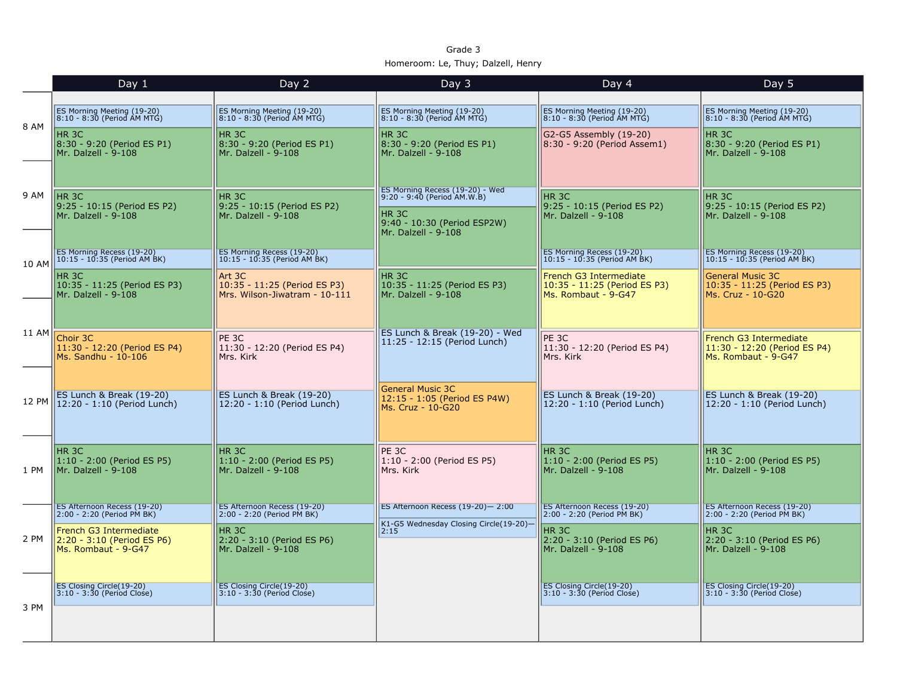Grade 3

Homeroom: Le, Thuy; Dalzell, Henry

| Day 1 | Day 2 | Day 3 | Day 4 | Day 5 |
|---|---|---|---|---|
| ES Morning Meeting (19-20) 8:10 - 8:30 (Period AM MTG) | ES Morning Meeting (19-20) 8:10 - 8:30 (Period AM MTG) | ES Morning Meeting (19-20) 8:10 - 8:30 (Period AM MTG) | ES Morning Meeting (19-20) 8:10 - 8:30 (Period AM MTG) | ES Morning Meeting (19-20) 8:10 - 8:30 (Period AM MTG) |
| HR 3C 8:30 - 9:20 (Period ES P1) Mr. Dalzell - 9-108 | HR 3C 8:30 - 9:20 (Period ES P1) Mr. Dalzell - 9-108 | HR 3C 8:30 - 9:20 (Period ES P1) Mr. Dalzell - 9-108 | G2-G5 Assembly (19-20) 8:30 - 9:20 (Period Assem1) | HR 3C 8:30 - 9:20 (Period ES P1) Mr. Dalzell - 9-108 |
| | | ES Morning Recess (19-20) - Wed 9:20 - 9:40 (Period AM.W.B) | | |
| HR 3C 9:25 - 10:15 (Period ES P2) Mr. Dalzell - 9-108 | HR 3C 9:25 - 10:15 (Period ES P2) Mr. Dalzell - 9-108 | HR 3C 9:40 - 10:30 (Period ESP2W) Mr. Dalzell - 9-108 | HR 3C 9:25 - 10:15 (Period ES P2) Mr. Dalzell - 9-108 | HR 3C 9:25 - 10:15 (Period ES P2) Mr. Dalzell - 9-108 |
| ES Morning Recess (19-20) 10:15 - 10:35 (Period AM BK) | ES Morning Recess (19-20) 10:15 - 10:35 (Period AM BK) | | ES Morning Recess (19-20) 10:15 - 10:35 (Period AM BK) | ES Morning Recess (19-20) 10:15 - 10:35 (Period AM BK) |
| HR 3C 10:35 - 11:25 (Period ES P3) Mr. Dalzell - 9-108 | Art 3C 10:35 - 11:25 (Period ES P3) Mrs. Wilson-Jiwatram - 10-111 | HR 3C 10:35 - 11:25 (Period ES P3) Mr. Dalzell - 9-108 | French G3 Intermediate 10:35 - 11:25 (Period ES P3) Ms. Rombaut - 9-G47 | General Music 3C 10:35 - 11:25 (Period ES P3) Ms. Cruz - 10-G20 |
| Choir 3C 11:30 - 12:20 (Period ES P4) Ms. Sandhu - 10-106 | PE 3C 11:30 - 12:20 (Period ES P4) Mrs. Kirk | ES Lunch & Break (19-20) - Wed 11:25 - 12:15 (Period Lunch) | PE 3C 11:30 - 12:20 (Period ES P4) Mrs. Kirk | French G3 Intermediate 11:30 - 12:20 (Period ES P4) Ms. Rombaut - 9-G47 |
| ES Lunch & Break (19-20) 12:20 - 1:10 (Period Lunch) | ES Lunch & Break (19-20) 12:20 - 1:10 (Period Lunch) | General Music 3C 12:15 - 1:05 (Period ES P4W) Ms. Cruz - 10-G20 | ES Lunch & Break (19-20) 12:20 - 1:10 (Period Lunch) | ES Lunch & Break (19-20) 12:20 - 1:10 (Period Lunch) |
| HR 3C 1:10 - 2:00 (Period ES P5) Mr. Dalzell - 9-108 | HR 3C 1:10 - 2:00 (Period ES P5) Mr. Dalzell - 9-108 | PE 3C 1:10 - 2:00 (Period ES P5) Mrs. Kirk | HR 3C 1:10 - 2:00 (Period ES P5) Mr. Dalzell - 9-108 | HR 3C 1:10 - 2:00 (Period ES P5) Mr. Dalzell - 9-108 |
| ES Afternoon Recess (19-20) 2:00 - 2:20 (Period PM BK) | ES Afternoon Recess (19-20) 2:00 - 2:20 (Period PM BK) | ES Afternoon Recess (19-20)— 2:00 | ES Afternoon Recess (19-20) 2:00 - 2:20 (Period PM BK) | ES Afternoon Recess (19-20) 2:00 - 2:20 (Period PM BK) |
| | | K1-G5 Wednesday Closing Circle(19-20)— 2:15 | | |
| French G3 Intermediate 2:20 - 3:10 (Period ES P6) Ms. Rombaut - 9-G47 | HR 3C 2:20 - 3:10 (Period ES P6) Mr. Dalzell - 9-108 | | HR 3C 2:20 - 3:10 (Period ES P6) Mr. Dalzell - 9-108 | HR 3C 2:20 - 3:10 (Period ES P6) Mr. Dalzell - 9-108 |
| ES Closing Circle(19-20) 3:10 - 3:30 (Period Close) | ES Closing Circle(19-20) 3:10 - 3:30 (Period Close) | | ES Closing Circle(19-20) 3:10 - 3:30 (Period Close) | ES Closing Circle(19-20) 3:10 - 3:30 (Period Close) |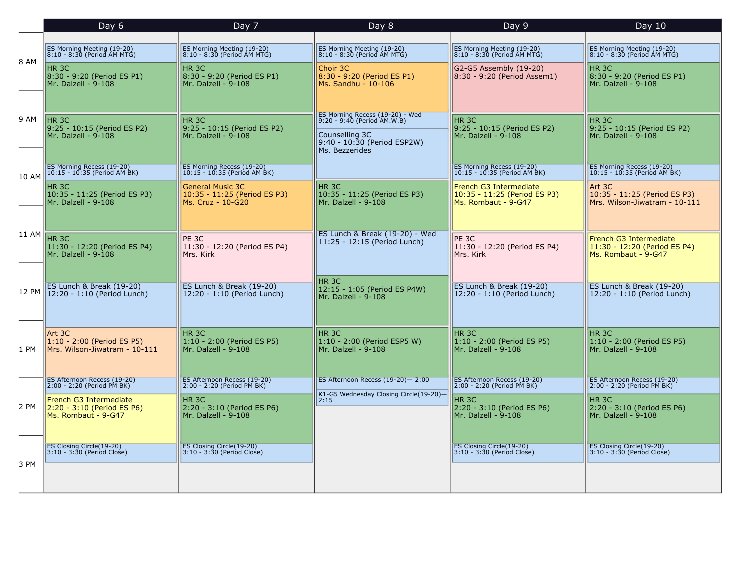| | Day 6 | Day 7 | Day 8 | Day 9 | Day 10 |
|---|---|---|---|---|---|
| 8 AM | ES Morning Meeting (19-20) 8:10 - 8:30 (Period AM MTG) | ES Morning Meeting (19-20) 8:10 - 8:30 (Period AM MTG) | ES Morning Meeting (19-20) 8:10 - 8:30 (Period AM MTG) | ES Morning Meeting (19-20) 8:10 - 8:30 (Period AM MTG) | ES Morning Meeting (19-20) 8:10 - 8:30 (Period AM MTG) |
| | HR 3C 8:30 - 9:20 (Period ES P1) Mr. Dalzell - 9-108 | HR 3C 8:30 - 9:20 (Period ES P1) Mr. Dalzell - 9-108 | Choir 3C 8:30 - 9:20 (Period ES P1) Ms. Sandhu - 10-106 | G2-G5 Assembly (19-20) 8:30 - 9:20 (Period Assem1) | HR 3C 8:30 - 9:20 (Period ES P1) Mr. Dalzell - 9-108 |
| 9 AM | HR 3C 9:25 - 10:15 (Period ES P2) Mr. Dalzell - 9-108 | HR 3C 9:25 - 10:15 (Period ES P2) Mr. Dalzell - 9-108 | ES Morning Recess (19-20) - Wed 9:20 - 9:40 (Period AM.W.B) | HR 3C 9:25 - 10:15 (Period ES P2) Mr. Dalzell - 9-108 | HR 3C 9:25 - 10:15 (Period ES P2) Mr. Dalzell - 9-108 |
| | | | Counselling 3C 9:40 - 10:30 (Period ESP2W) Ms. Bezzerides | | |
| 10 AM | ES Morning Recess (19-20) 10:15 - 10:35 (Period AM BK) | ES Morning Recess (19-20) 10:15 - 10:35 (Period AM BK) | | ES Morning Recess (19-20) 10:15 - 10:35 (Period AM BK) | ES Morning Recess (19-20) 10:15 - 10:35 (Period AM BK) |
| | HR 3C 10:35 - 11:25 (Period ES P3) Mr. Dalzell - 9-108 | General Music 3C 10:35 - 11:25 (Period ES P3) Ms. Cruz - 10-G20 | HR 3C 10:35 - 11:25 (Period ES P3) Mr. Dalzell - 9-108 | French G3 Intermediate 10:35 - 11:25 (Period ES P3) Ms. Rombaut - 9-G47 | Art 3C 10:35 - 11:25 (Period ES P3) Mrs. Wilson-Jiwatram - 10-111 |
| 11 AM | HR 3C 11:30 - 12:20 (Period ES P4) Mr. Dalzell - 9-108 | PE 3C 11:30 - 12:20 (Period ES P4) Mrs. Kirk | ES Lunch & Break (19-20) - Wed 11:25 - 12:15 (Period Lunch) | PE 3C 11:30 - 12:20 (Period ES P4) Mrs. Kirk | French G3 Intermediate 11:30 - 12:20 (Period ES P4) Ms. Rombaut - 9-G47 |
| 12 PM | ES Lunch & Break (19-20) 12:20 - 1:10 (Period Lunch) | ES Lunch & Break (19-20) 12:20 - 1:10 (Period Lunch) | HR 3C 12:15 - 1:05 (Period ES P4W) Mr. Dalzell - 9-108 | ES Lunch & Break (19-20) 12:20 - 1:10 (Period Lunch) | ES Lunch & Break (19-20) 12:20 - 1:10 (Period Lunch) |
| 1 PM | Art 3C 1:10 - 2:00 (Period ES P5) Mrs. Wilson-Jiwatram - 10-111 | HR 3C 1:10 - 2:00 (Period ES P5) Mr. Dalzell - 9-108 | HR 3C 1:10 - 2:00 (Period ESP5 W) Mr. Dalzell - 9-108 | HR 3C 1:10 - 2:00 (Period ES P5) Mr. Dalzell - 9-108 | HR 3C 1:10 - 2:00 (Period ES P5) Mr. Dalzell - 9-108 |
| | ES Afternoon Recess (19-20) 2:00 - 2:20 (Period PM BK) | ES Afternoon Recess (19-20) 2:00 - 2:20 (Period PM BK) | ES Afternoon Recess (19-20)— 2:00 | ES Afternoon Recess (19-20) 2:00 - 2:20 (Period PM BK) | ES Afternoon Recess (19-20) 2:00 - 2:20 (Period PM BK) |
| 2 PM | French G3 Intermediate 2:20 - 3:10 (Period ES P6) Ms. Rombaut - 9-G47 | HR 3C 2:20 - 3:10 (Period ES P6) Mr. Dalzell - 9-108 | K1-G5 Wednesday Closing Circle(19-20)— 2:15 | HR 3C 2:20 - 3:10 (Period ES P6) Mr. Dalzell - 9-108 | HR 3C 2:20 - 3:10 (Period ES P6) Mr. Dalzell - 9-108 |
| 3 PM | ES Closing Circle(19-20) 3:10 - 3:30 (Period Close) | ES Closing Circle(19-20) 3:10 - 3:30 (Period Close) | | ES Closing Circle(19-20) 3:10 - 3:30 (Period Close) | ES Closing Circle(19-20) 3:10 - 3:30 (Period Close) |